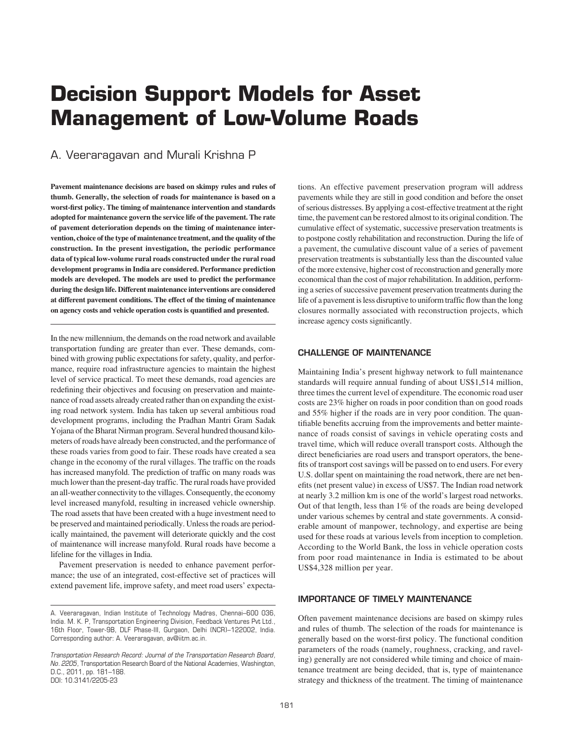// Decision Support Models for Asset Management of Low-Volume Roads

A. Veeraragavan and Murali Krishna P

**Pavement maintenance decisions are based on skimpy rules and rules of thumb. Generally, the selection of roads for maintenance is based on a worst-first policy. The timing of maintenance intervention and standards adopted for maintenance govern the service life of the pavement. The rate of pavement deterioration depends on the timing of maintenance intervention, choice of the type of maintenance treatment, and the quality of the construction. In the present investigation, the periodic performance data of typical low-volume rural roads constructed under the rural road development programs in India are considered. Performance prediction models are developed. The models are used to predict the performance during the design life. Different maintenance interventions are considered at different pavement conditions. The effect of the timing of maintenance on agency costs and vehicle operation costs is quantified and presented.**

In the new millennium, the demands on the road network and available transportation funding are greater than ever. These demands, combined with growing public expectations for safety, quality, and performance, require road infrastructure agencies to maintain the highest level of service practical. To meet these demands, road agencies are redefining their objectives and focusing on preservation and maintenance of road assets already created rather than on expanding the existing road network system. India has taken up several ambitious road development programs, including the Pradhan Mantri Gram Sadak Yojana of the Bharat Nirman program. Several hundred thousand kilometers of roads have already been constructed, and the performance of these roads varies from good to fair. These roads have created a sea change in the economy of the rural villages. The traffic on the roads has increased manyfold. The prediction of traffic on many roads was much lower than the present-day traffic. The rural roads have provided an all-weather connectivity to the villages. Consequently, the economy level increased manyfold, resulting in increased vehicle ownership. The road assets that have been created with a huge investment need to be preserved and maintained periodically. Unless the roads are periodically maintained, the pavement will deteriorate quickly and the cost of maintenance will increase manyfold. Rural roads have become a lifeline for the villages in India.

Pavement preservation is needed to enhance pavement performance; the use of an integrated, cost-effective set of practices will extend pavement life, improve safety, and meet road users' expectations. An effective pavement preservation program will address pavements while they are still in good condition and before the onset of serious distresses. By applying a cost-effective treatment at the right time, the pavement can be restored almost to its original condition. The cumulative effect of systematic, successive preservation treatments is to postpone costly rehabilitation and reconstruction. During the life of a pavement, the cumulative discount value of a series of pavement preservation treatments is substantially less than the discounted value of the more extensive, higher cost of reconstruction and generally more economical than the cost of major rehabilitation. In addition, performing a series of successive pavement preservation treatments during the life of a pavement is less disruptive to uniform traffic flow than the long closures normally associated with reconstruction projects, which increase agency costs significantly.

A. Veeraragavan, Indian Institute of Technology Madras, Chennai–600 036, India. M. K. P, Transportation Engineering Division, Feedback Ventures Pvt Ltd., 16th Floor, Tower-9B, DLF Phase-III, Gurgaon, Delhi (NCR)–122002, India. Corresponding author: A. Veeraragavan, av@iitm.ac.in.

*Transportation Research Record: Journal of the Transportation Research Board, No. 2205,* Transportation Research Board of the National Academies, Washington, D.C., 2011, pp. 181–188.
DOI: 10.3141/2205-23

## CHALLENGE OF MAINTENANCE

Maintaining India's present highway network to full maintenance standards will require annual funding of about US$1,514 million, three times the current level of expenditure. The economic road user costs are 23% higher on roads in poor condition than on good roads and 55% higher if the roads are in very poor condition. The quantifiable benefits accruing from the improvements and better maintenance of roads consist of savings in vehicle operating costs and travel time, which will reduce overall transport costs. Although the direct beneficiaries are road users and transport operators, the benefits of transport cost savings will be passed on to end users. For every U.S. dollar spent on maintaining the road network, there are net benefits (net present value) in excess of US$7. The Indian road network at nearly 3.2 million km is one of the world's largest road networks. Out of that length, less than 1% of the roads are being developed under various schemes by central and state governments. A considerable amount of manpower, technology, and expertise are being used for these roads at various levels from inception to completion. According to the World Bank, the loss in vehicle operation costs from poor road maintenance in India is estimated to be about US$4,328 million per year.

## IMPORTANCE OF TIMELY MAINTENANCE

Often pavement maintenance decisions are based on skimpy rules and rules of thumb. The selection of the roads for maintenance is generally based on the worst-first policy. The functional condition parameters of the roads (namely, roughness, cracking, and raveling) generally are not considered while timing and choice of maintenance treatment are being decided, that is, type of maintenance strategy and thickness of the treatment. The timing of maintenance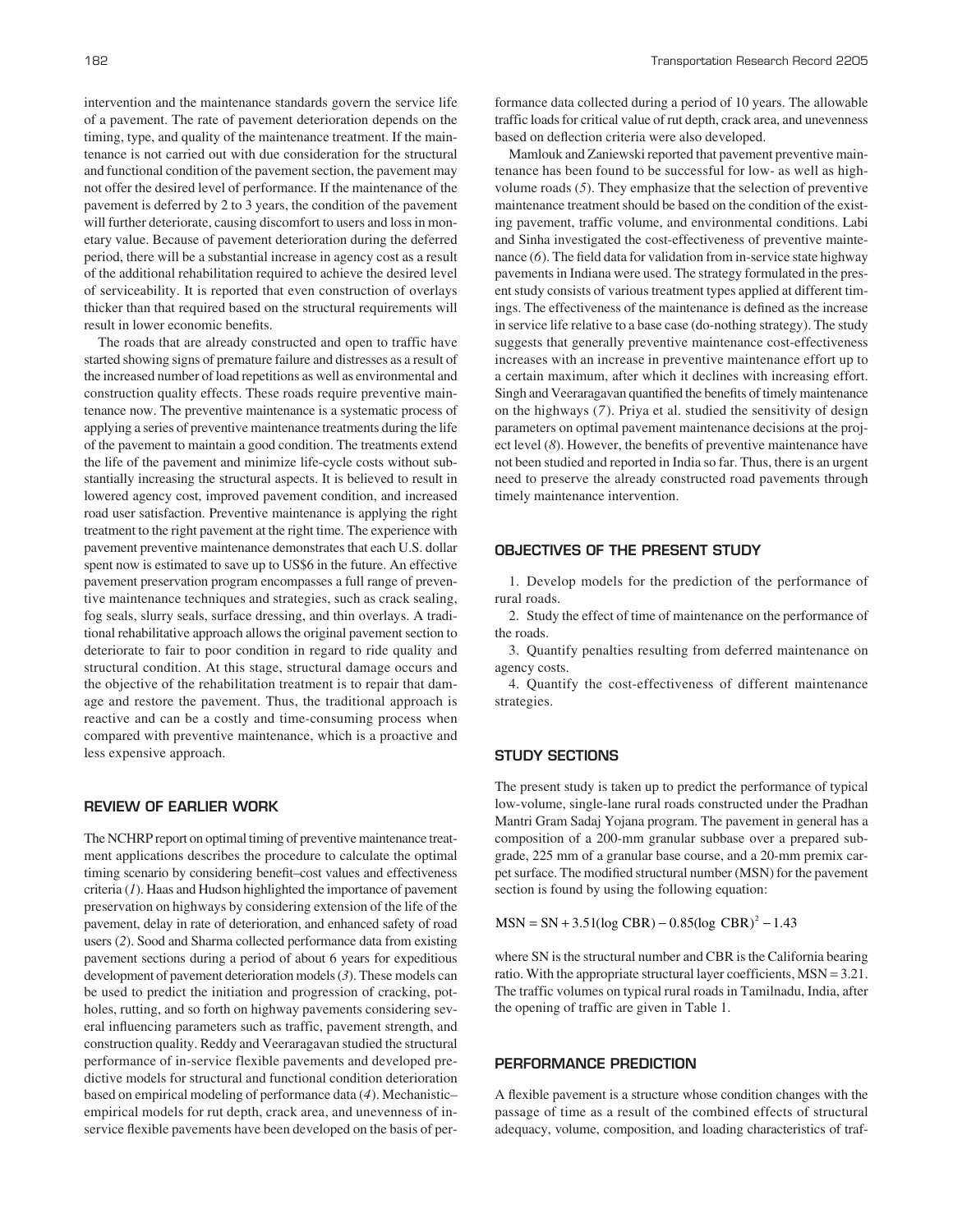intervention and the maintenance standards govern the service life of a pavement. The rate of pavement deterioration depends on the timing, type, and quality of the maintenance treatment. If the maintenance is not carried out with due consideration for the structural and functional condition of the pavement section, the pavement may not offer the desired level of performance. If the maintenance of the pavement is deferred by 2 to 3 years, the condition of the pavement will further deteriorate, causing discomfort to users and loss in monetary value. Because of pavement deterioration during the deferred period, there will be a substantial increase in agency cost as a result of the additional rehabilitation required to achieve the desired level of serviceability. It is reported that even construction of overlays thicker than that required based on the structural requirements will result in lower economic benefits.

The roads that are already constructed and open to traffic have started showing signs of premature failure and distresses as a result of the increased number of load repetitions as well as environmental and construction quality effects. These roads require preventive maintenance now. The preventive maintenance is a systematic process of applying a series of preventive maintenance treatments during the life of the pavement to maintain a good condition. The treatments extend the life of the pavement and minimize life-cycle costs without substantially increasing the structural aspects. It is believed to result in lowered agency cost, improved pavement condition, and increased road user satisfaction. Preventive maintenance is applying the right treatment to the right pavement at the right time. The experience with pavement preventive maintenance demonstrates that each U.S. dollar spent now is estimated to save up to US$6 in the future. An effective pavement preservation program encompasses a full range of preventive maintenance techniques and strategies, such as crack sealing, fog seals, slurry seals, surface dressing, and thin overlays. A traditional rehabilitative approach allows the original pavement section to deteriorate to fair to poor condition in regard to ride quality and structural condition. At this stage, structural damage occurs and the objective of the rehabilitation treatment is to repair that damage and restore the pavement. Thus, the traditional approach is reactive and can be a costly and time-consuming process when compared with preventive maintenance, which is a proactive and less expensive approach.

## REVIEW OF EARLIER WORK

The NCHRP report on optimal timing of preventive maintenance treatment applications describes the procedure to calculate the optimal timing scenario by considering benefit–cost values and effectiveness criteria (*1*). Haas and Hudson highlighted the importance of pavement preservation on highways by considering extension of the life of the pavement, delay in rate of deterioration, and enhanced safety of road users (*2*). Sood and Sharma collected performance data from existing pavement sections during a period of about 6 years for expeditious development of pavement deterioration models (*3*). These models can be used to predict the initiation and progression of cracking, potholes, rutting, and so forth on highway pavements considering several influencing parameters such as traffic, pavement strength, and construction quality. Reddy and Veeraragavan studied the structural performance of in-service flexible pavements and developed predictive models for structural and functional condition deterioration based on empirical modeling of performance data (*4*). Mechanistic–empirical models for rut depth, crack area, and unevenness of in-service flexible pavements have been developed on the basis of performance data collected during a period of 10 years. The allowable traffic loads for critical value of rut depth, crack area, and unevenness based on deflection criteria were also developed.

Mamlouk and Zaniewski reported that pavement preventive maintenance has been found to be successful for low- as well as high-volume roads (*5*). They emphasize that the selection of preventive maintenance treatment should be based on the condition of the existing pavement, traffic volume, and environmental conditions. Labi and Sinha investigated the cost-effectiveness of preventive maintenance (*6*). The field data for validation from in-service state highway pavements in Indiana were used. The strategy formulated in the present study consists of various treatment types applied at different timings. The effectiveness of the maintenance is defined as the increase in service life relative to a base case (do-nothing strategy). The study suggests that generally preventive maintenance cost-effectiveness increases with an increase in preventive maintenance effort up to a certain maximum, after which it declines with increasing effort. Singh and Veeraragavan quantified the benefits of timely maintenance on the highways (*7*). Priya et al. studied the sensitivity of design parameters on optimal pavement maintenance decisions at the project level (*8*). However, the benefits of preventive maintenance have not been studied and reported in India so far. Thus, there is an urgent need to preserve the already constructed road pavements through timely maintenance intervention.

## OBJECTIVES OF THE PRESENT STUDY

1. Develop models for the prediction of the performance of rural roads.
2. Study the effect of time of maintenance on the performance of the roads.
3. Quantify penalties resulting from deferred maintenance on agency costs.
4. Quantify the cost-effectiveness of different maintenance strategies.

## STUDY SECTIONS

The present study is taken up to predict the performance of typical low-volume, single-lane rural roads constructed under the Pradhan Mantri Gram Sadaj Yojana program. The pavement in general has a composition of a 200-mm granular subbase over a prepared subgrade, 225 mm of a granular base course, and a 20-mm premix carpet surface. The modified structural number (MSN) for the pavement section is found by using the following equation:

$$\text{MSN} = \text{SN} + 3.51(\log \text{CBR}) - 0.85(\log \text{CBR})^2 - 1.43$$

where SN is the structural number and CBR is the California bearing ratio. With the appropriate structural layer coefficients, MSN = 3.21. The traffic volumes on typical rural roads in Tamilnadu, India, after the opening of traffic are given in Table 1.

## PERFORMANCE PREDICTION

A flexible pavement is a structure whose condition changes with the passage of time as a result of the combined effects of structural adequacy, volume, composition, and loading characteristics of traf-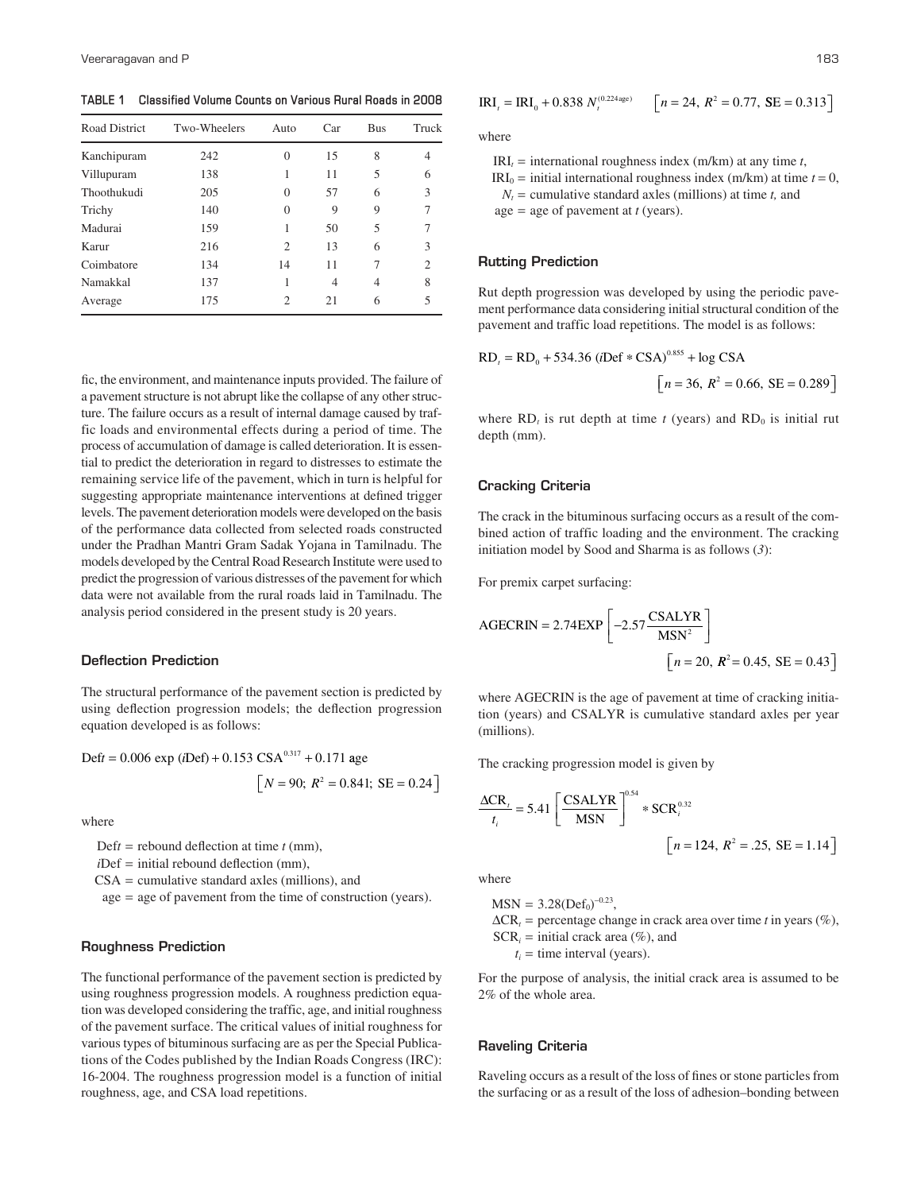**TABLE 1 Classified Volume Counts on Various Rural Roads in 2008**

| Road District | Two-Wheelers | Auto | Car | Bus | Truck |
|---|---|---|---|---|---|
| Kanchipuram | 242 | 0 | 15 | 8 | 4 |
| Villupuram | 138 | 1 | 11 | 5 | 6 |
| Thoothukudi | 205 | 0 | 57 | 6 | 3 |
| Trichy | 140 | 0 | 9 | 9 | 7 |
| Madurai | 159 | 1 | 50 | 5 | 7 |
| Karur | 216 | 2 | 13 | 6 | 3 |
| Coimbatore | 134 | 14 | 11 | 7 | 2 |
| Namakkal | 137 | 1 | 4 | 4 | 8 |
| Average | 175 | 2 | 21 | 6 | 5 |

fic, the environment, and maintenance inputs provided. The failure of a pavement structure is not abrupt like the collapse of any other structure. The failure occurs as a result of internal damage caused by traffic loads and environmental effects during a period of time. The process of accumulation of damage is called deterioration. It is essential to predict the deterioration in regard to distresses to estimate the remaining service life of the pavement, which in turn is helpful for suggesting appropriate maintenance interventions at defined trigger levels. The pavement deterioration models were developed on the basis of the performance data collected from selected roads constructed under the Pradhan Mantri Gram Sadak Yojana in Tamilnadu. The models developed by the Central Road Research Institute were used to predict the progression of various distresses of the pavement for which data were not available from the rural roads laid in Tamilnadu. The analysis period considered in the present study is 20 years.

## Deflection Prediction

The structural performance of the pavement section is predicted by using deflection progression models; the deflection progression equation developed is as follows:

$$\text{Def}t = 0.006 \exp(i\text{Def}) + 0.153\ \text{CSA}^{0.317} + 0.171\ \text{age} \qquad \left[N = 90;\ R^2 = 0.841;\ \text{SE} = 0.24\right]$$

where

- $\text{Def}t$ = rebound deflection at time $t$ (mm),
- $i\text{Def}$ = initial rebound deflection (mm),
- CSA = cumulative standard axles (millions), and
- age = age of pavement from the time of construction (years).

## Roughness Prediction

The functional performance of the pavement section is predicted by using roughness progression models. A roughness prediction equation was developed considering the traffic, age, and initial roughness of the pavement surface. The critical values of initial roughness for various types of bituminous surfacing are as per the Special Publications of the Codes published by the Indian Roads Congress (IRC): 16-2004. The roughness progression model is a function of initial roughness, age, and CSA load repetitions.

$$\text{IRI}_t = \text{IRI}_0 + 0.838\ N_t^{(0.224\,\text{age})} \qquad \left[n = 24,\ R^2 = 0.77,\ \text{SE} = 0.313\right]$$

where

- $\text{IRI}_t$ = international roughness index (m/km) at any time $t$,
- $\text{IRI}_0$ = initial international roughness index (m/km) at time $t = 0$,
- $N_t$ = cumulative standard axles (millions) at time $t$, and
- age = age of pavement at $t$ (years).

## Rutting Prediction

Rut depth progression was developed by using the periodic pavement performance data considering initial structural condition of the pavement and traffic load repetitions. The model is as follows:

$$\text{RD}_t = \text{RD}_0 + 534.36\ (i\text{Def} * \text{CSA})^{0.855} + \log \text{CSA} \qquad \left[n = 36,\ R^2 = 0.66,\ \text{SE} = 0.289\right]$$

where $\text{RD}_t$ is rut depth at time $t$ (years) and $\text{RD}_0$ is initial rut depth (mm).

## Cracking Criteria

The crack in the bituminous surfacing occurs as a result of the combined action of traffic loading and the environment. The cracking initiation model by Sood and Sharma is as follows (*3*):

For premix carpet surfacing:

$$\text{AGECRIN} = 2.74\text{EXP}\left[-2.57\frac{\text{CSALYR}}{\text{MSN}^2}\right] \qquad \left[n = 20,\ R^2 = 0.45,\ \text{SE} = 0.43\right]$$

where AGECRIN is the age of pavement at time of cracking initiation (years) and CSALYR is cumulative standard axles per year (millions).

The cracking progression model is given by

$$\frac{\Delta \text{CR}_t}{t_i} = 5.41\left[\frac{\text{CSALYR}}{\text{MSN}}\right]^{0.54} * \text{SCR}_i^{0.32} \qquad \left[n = 124,\ R^2 = .25,\ \text{SE} = 1.14\right]$$

where

- $\text{MSN} = 3.28(\text{Def}_0)^{-0.23}$,
- $\Delta\text{CR}_t$ = percentage change in crack area over time $t$ in years (%),
- $\text{SCR}_i$ = initial crack area (%), and
- $t_i$ = time interval (years).

For the purpose of analysis, the initial crack area is assumed to be 2% of the whole area.

## Raveling Criteria

Raveling occurs as a result of the loss of fines or stone particles from the surfacing or as a result of the loss of adhesion–bonding between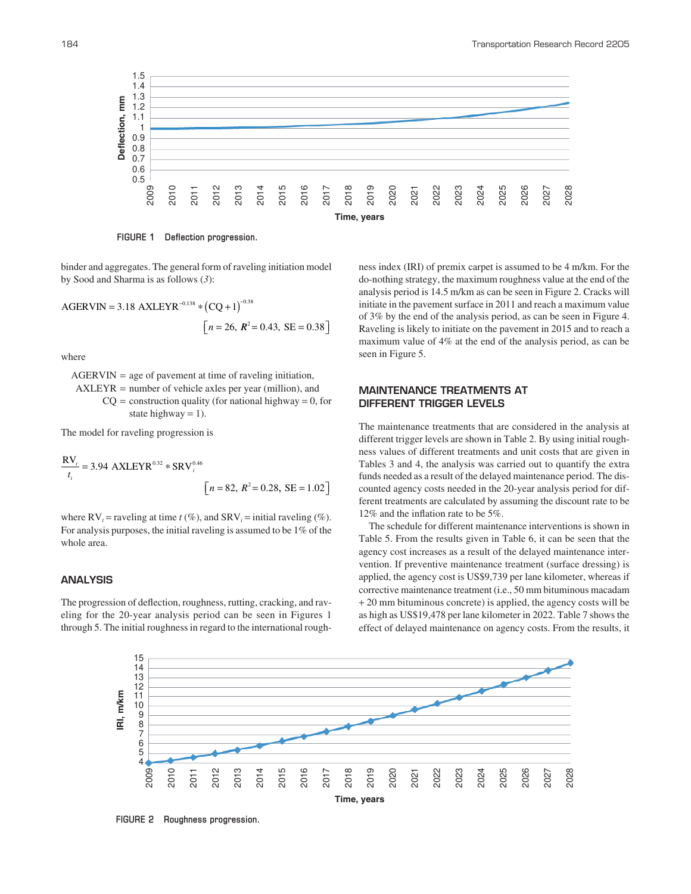FIGURE 1 Deflection progression.

binder and aggregates. The general form of raveling initiation model by Sood and Sharma is as follows (*3*):

$$\text{AGERVIN} = 3.18\ \text{AXLEYR}^{-0.138} * (\text{CQ}+1)^{-0.38}$$

$$\left[n = 26,\ R^2 = 0.43,\ \text{SE} = 0.38\right]$$

where

- AGERVIN = age of pavement at time of raveling initiation,
- AXLEYR = number of vehicle axles per year (million), and
- CQ = construction quality (for national highway = 0, for state highway = 1).

The model for raveling progression is

$$\frac{\text{RV}_t}{t_i} = 3.94\ \text{AXLEYR}^{0.32} * \text{SRV}_i^{0.46}$$

$$\left[n = 82,\ R^2 = 0.28,\ \text{SE} = 1.02\right]$$

where $\text{RV}_t$ = raveling at time $t$ (%), and $\text{SRV}_i$ = initial raveling (%). For analysis purposes, the initial raveling is assumed to be 1% of the whole area.

## ANALYSIS

The progression of deflection, roughness, rutting, cracking, and raveling for the 20-year analysis period can be seen in Figures 1 through 5. The initial roughness in regard to the international roughness index (IRI) of premix carpet is assumed to be 4 m/km. For the do-nothing strategy, the maximum roughness value at the end of the analysis period is 14.5 m/km as can be seen in Figure 2. Cracks will initiate in the pavement surface in 2011 and reach a maximum value of 3% by the end of the analysis period, as can be seen in Figure 4. Raveling is likely to initiate on the pavement in 2015 and to reach a maximum value of 4% at the end of the analysis period, as can be seen in Figure 5.

## MAINTENANCE TREATMENTS AT DIFFERENT TRIGGER LEVELS

The maintenance treatments that are considered in the analysis at different trigger levels are shown in Table 2. By using initial roughness values of different treatments and unit costs that are given in Tables 3 and 4, the analysis was carried out to quantify the extra funds needed as a result of the delayed maintenance period. The discounted agency costs needed in the 20-year analysis period for different treatments are calculated by assuming the discount rate to be 12% and the inflation rate to be 5%.

The schedule for different maintenance interventions is shown in Table 5. From the results given in Table 6, it can be seen that the agency cost increases as a result of the delayed maintenance intervention. If preventive maintenance treatment (surface dressing) is applied, the agency cost is US$9,739 per lane kilometer, whereas if corrective maintenance treatment (i.e., 50 mm bituminous macadam + 20 mm bituminous concrete) is applied, the agency costs will be as high as US$19,478 per lane kilometer in 2022. Table 7 shows the effect of delayed maintenance on agency costs. From the results, it

FIGURE 2 Roughness progression.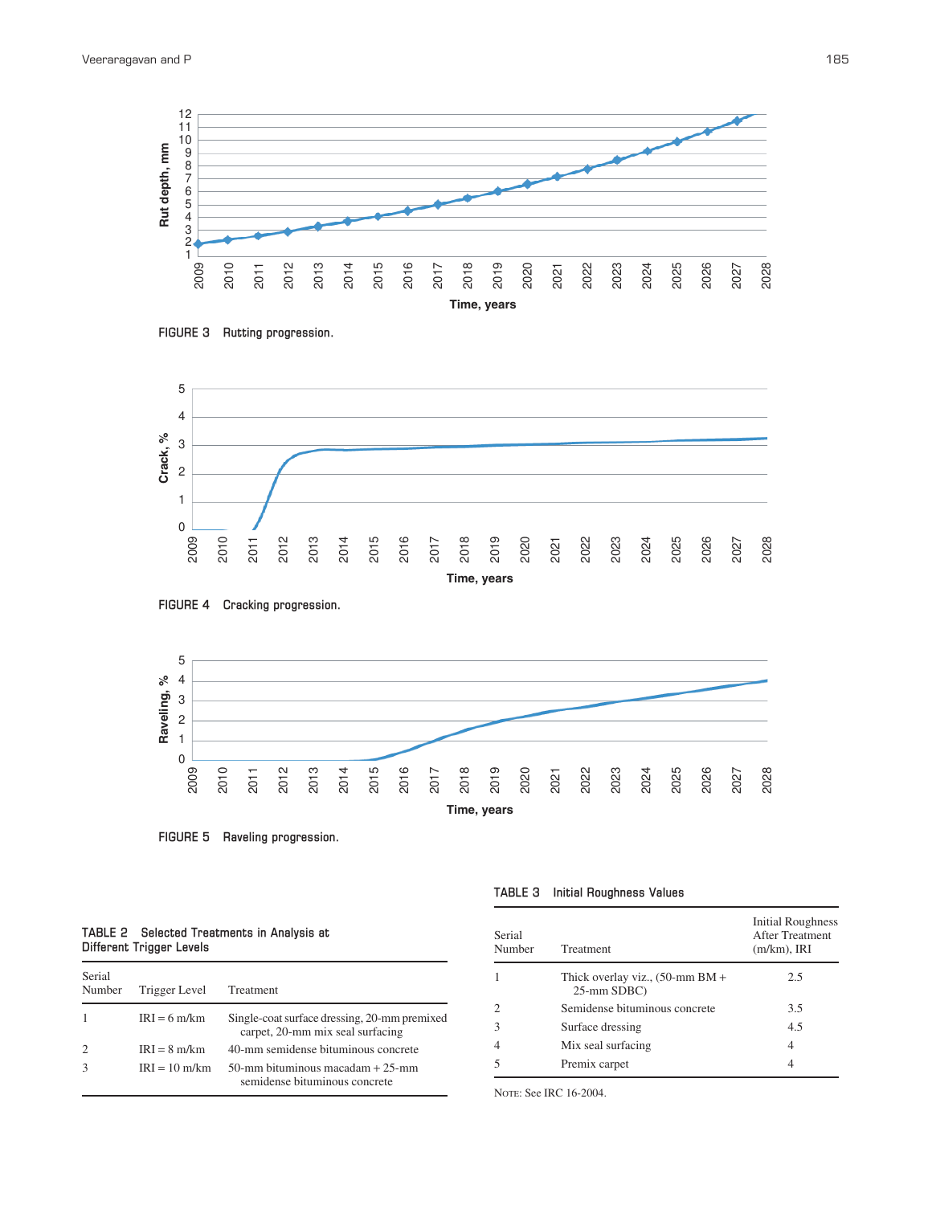FIGURE 3 Rutting progression.

FIGURE 4 Cracking progression.

FIGURE 5 Raveling progression.

TABLE 2 Selected Treatments in Analysis at Different Trigger Levels

| Serial Number | Trigger Level | Treatment |
|---|---|---|
| 1 | IRI = 6 m/km | Single-coat surface dressing, 20-mm premixed carpet, 20-mm mix seal surfacing |
| 2 | IRI = 8 m/km | 40-mm semidense bituminous concrete |
| 3 | IRI = 10 m/km | 50-mm bituminous macadam + 25-mm semidense bituminous concrete |

TABLE 3 Initial Roughness Values

| Serial Number | Treatment | Initial Roughness After Treatment (m/km), IRI |
|---|---|---|
| 1 | Thick overlay viz., (50-mm BM + 25-mm SDBC) | 2.5 |
| 2 | Semidense bituminous concrete | 3.5 |
| 3 | Surface dressing | 4.5 |
| 4 | Mix seal surfacing | 4 |
| 5 | Premix carpet | 4 |

NOTE: See IRC 16-2004.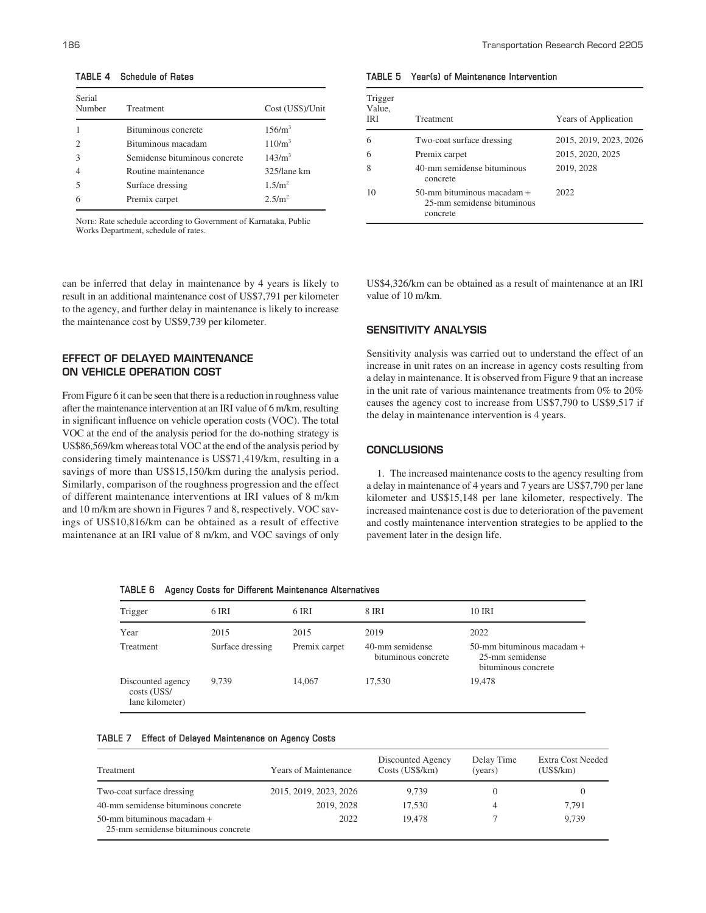**TABLE 4 Schedule of Rates**

| Serial Number | Treatment | Cost (US$)/Unit |
|---|---|---|
| 1 | Bituminous concrete | 156/m$^3$ |
| 2 | Bituminous macadam | 110/m$^3$ |
| 3 | Semidense bituminous concrete | 143/m$^3$ |
| 4 | Routine maintenance | 325/lane km |
| 5 | Surface dressing | 1.5/m$^2$ |
| 6 | Premix carpet | 2.5/m$^2$ |

NOTE: Rate schedule according to Government of Karnataka, Public Works Department, schedule of rates.

**TABLE 5 Year(s) of Maintenance Intervention**

| Trigger Value, IRI | Treatment | Years of Application |
|---|---|---|
| 6 | Two-coat surface dressing | 2015, 2019, 2023, 2026 |
| 6 | Premix carpet | 2015, 2020, 2025 |
| 8 | 40-mm semidense bituminous concrete | 2019, 2028 |
| 10 | 50-mm bituminous macadam + 25-mm semidense bituminous concrete | 2022 |

can be inferred that delay in maintenance by 4 years is likely to result in an additional maintenance cost of US$7,791 per kilometer to the agency, and further delay in maintenance is likely to increase the maintenance cost by US$9,739 per kilometer.

## EFFECT OF DELAYED MAINTENANCE ON VEHICLE OPERATION COST

From Figure 6 it can be seen that there is a reduction in roughness value after the maintenance intervention at an IRI value of 6 m/km, resulting in significant influence on vehicle operation costs (VOC). The total VOC at the end of the analysis period for the do-nothing strategy is US$86,569/km whereas total VOC at the end of the analysis period by considering timely maintenance is US$71,419/km, resulting in a savings of more than US$15,150/km during the analysis period. Similarly, comparison of the roughness progression and the effect of different maintenance interventions at IRI values of 8 m/km and 10 m/km are shown in Figures 7 and 8, respectively. VOC savings of US$10,816/km can be obtained as a result of effective maintenance at an IRI value of 8 m/km, and VOC savings of only US$4,326/km can be obtained as a result of maintenance at an IRI value of 10 m/km.

## SENSITIVITY ANALYSIS

Sensitivity analysis was carried out to understand the effect of an increase in unit rates on an increase in agency costs resulting from a delay in maintenance. It is observed from Figure 9 that an increase in the unit rate of various maintenance treatments from 0% to 20% causes the agency cost to increase from US$7,790 to US$9,517 if the delay in maintenance intervention is 4 years.

## CONCLUSIONS

1. The increased maintenance costs to the agency resulting from a delay in maintenance of 4 years and 7 years are US$7,790 per lane kilometer and US$15,148 per lane kilometer, respectively. The increased maintenance cost is due to deterioration of the pavement and costly maintenance intervention strategies to be applied to the pavement later in the design life.

**TABLE 6 Agency Costs for Different Maintenance Alternatives**

| Trigger | 6 IRI | 6 IRI | 8 IRI | 10 IRI |
|---|---|---|---|---|
| Year | 2015 | 2015 | 2019 | 2022 |
| Treatment | Surface dressing | Premix carpet | 40-mm semidense bituminous concrete | 50-mm bituminous macadam + 25-mm semidense bituminous concrete |
| Discounted agency costs (US$/ lane kilometer) | 9,739 | 14,067 | 17,530 | 19,478 |

**TABLE 7 Effect of Delayed Maintenance on Agency Costs**

| Treatment | Years of Maintenance | Discounted Agency Costs (US$/km) | Delay Time (years) | Extra Cost Needed (US$/km) |
|---|---|---|---|---|
| Two-coat surface dressing | 2015, 2019, 2023, 2026 | 9,739 | 0 | 0 |
| 40-mm semidense bituminous concrete | 2019, 2028 | 17,530 | 4 | 7,791 |
| 50-mm bituminous macadam + 25-mm semidense bituminous concrete | 2022 | 19,478 | 7 | 9,739 |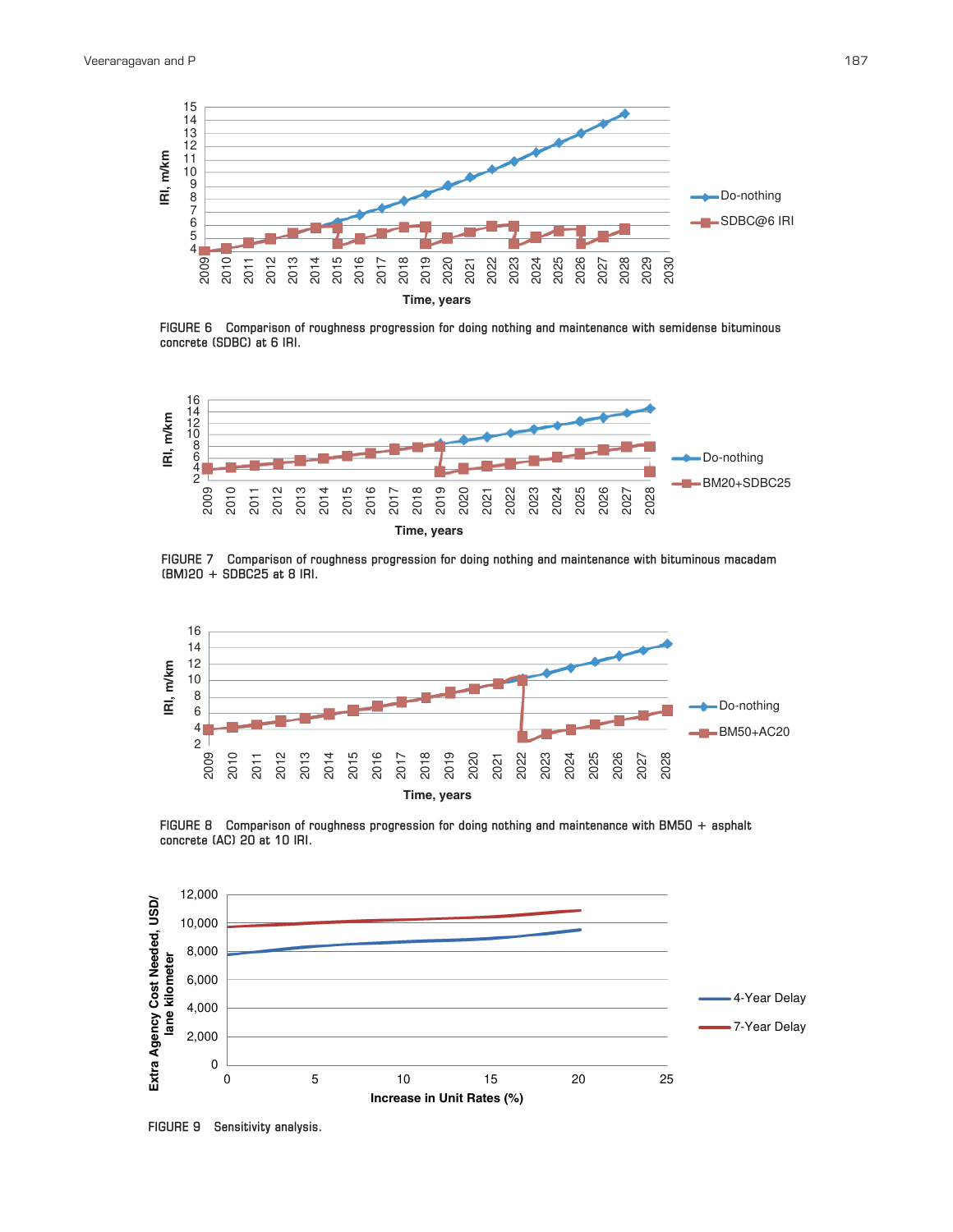FIGURE 6 Comparison of roughness progression for doing nothing and maintenance with semidense bituminous concrete (SDBC) at 6 IRI.

FIGURE 7 Comparison of roughness progression for doing nothing and maintenance with bituminous macadam (BM)20 + SDBC25 at 8 IRI.

FIGURE 8 Comparison of roughness progression for doing nothing and maintenance with BM50 + asphalt concrete (AC) 20 at 10 IRI.

FIGURE 9 Sensitivity analysis.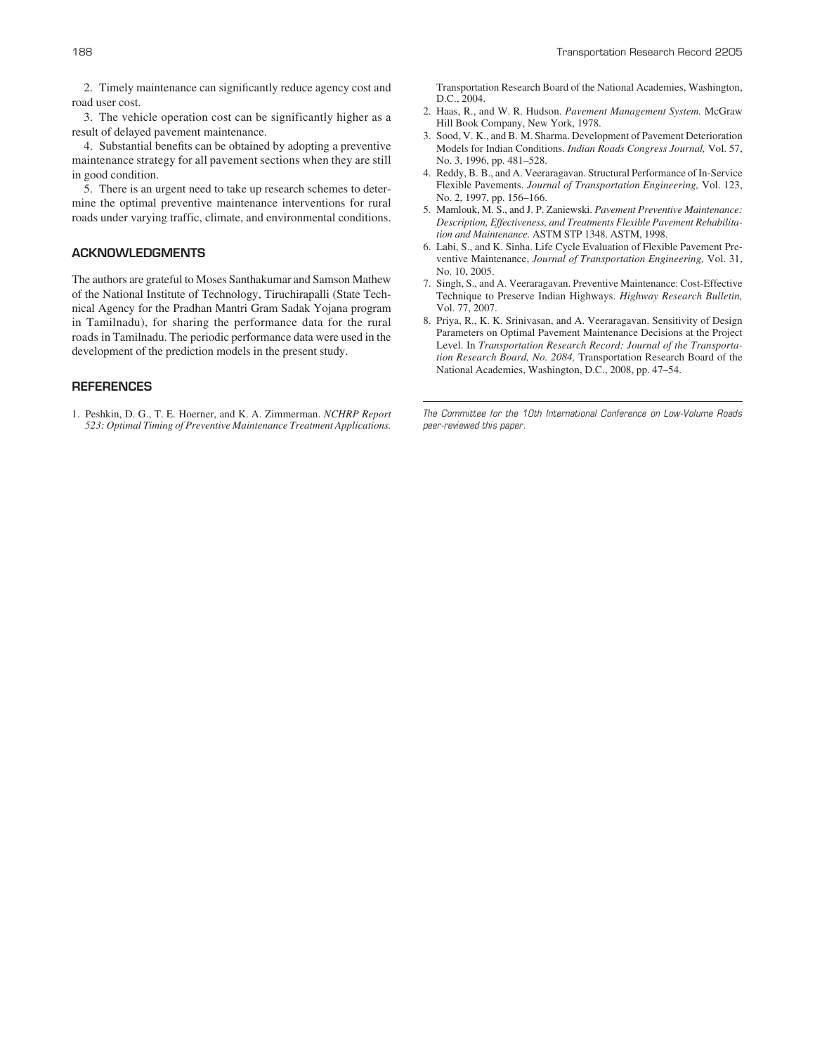2. Timely maintenance can significantly reduce agency cost and road user cost.

3. The vehicle operation cost can be significantly higher as a result of delayed pavement maintenance.

4. Substantial benefits can be obtained by adopting a preventive maintenance strategy for all pavement sections when they are still in good condition.

5. There is an urgent need to take up research schemes to determine the optimal preventive maintenance interventions for rural roads under varying traffic, climate, and environmental conditions.

## ACKNOWLEDGMENTS

The authors are grateful to Moses Santhakumar and Samson Mathew of the National Institute of Technology, Tiruchirapalli (State Technical Agency for the Pradhan Mantri Gram Sadak Yojana program in Tamilnadu), for sharing the performance data for the rural roads in Tamilnadu. The periodic performance data were used in the development of the prediction models in the present study.

## REFERENCES

1. Peshkin, D. G., T. E. Hoerner, and K. A. Zimmerman. *NCHRP Report 523: Optimal Timing of Preventive Maintenance Treatment Applications.* Transportation Research Board of the National Academies, Washington, D.C., 2004.
2. Haas, R., and W. R. Hudson. *Pavement Management System.* McGraw Hill Book Company, New York, 1978.
3. Sood, V. K., and B. M. Sharma. Development of Pavement Deterioration Models for Indian Conditions. *Indian Roads Congress Journal,* Vol. 57, No. 3, 1996, pp. 481–528.
4. Reddy, B. B., and A. Veeraragavan. Structural Performance of In-Service Flexible Pavements. *Journal of Transportation Engineering,* Vol. 123, No. 2, 1997, pp. 156–166.
5. Mamlouk, M. S., and J. P. Zaniewski. *Pavement Preventive Maintenance: Description, Effectiveness, and Treatments Flexible Pavement Rehabilitation and Maintenance.* ASTM STP 1348. ASTM, 1998.
6. Labi, S., and K. Sinha. Life Cycle Evaluation of Flexible Pavement Preventive Maintenance, *Journal of Transportation Engineering,* Vol. 31, No. 10, 2005.
7. Singh, S., and A. Veeraragavan. Preventive Maintenance: Cost-Effective Technique to Preserve Indian Highways. *Highway Research Bulletin,* Vol. 77, 2007.
8. Priya, R., K. K. Srinivasan, and A. Veeraragavan. Sensitivity of Design Parameters on Optimal Pavement Maintenance Decisions at the Project Level. In *Transportation Research Record: Journal of the Transportation Research Board, No. 2084,* Transportation Research Board of the National Academies, Washington, D.C., 2008, pp. 47–54.

*The Committee for the 10th International Conference on Low-Volume Roads peer-reviewed this paper.*